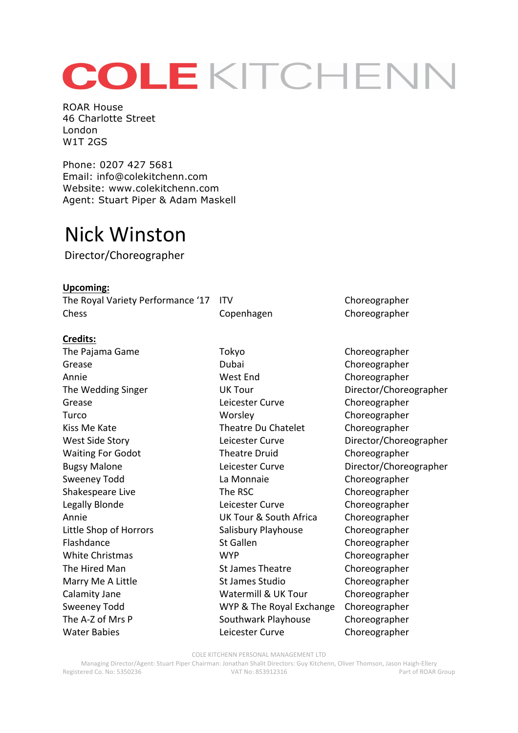# COLE KITCHENN

ROAR House
46 Charlotte Street
London
W1T 2GS

Phone: 0207 427 5681
Email: info@colekitchenn.com
Website: www.colekitchenn.com
Agent: Stuart Piper & Adam Maskell

## Nick Winston

Director/Choreographer

**Upcoming:**

| | | |
|---|---|---|
| The Royal Variety Performance '17 | ITV | Choreographer |
| Chess | Copenhagen | Choreographer |

**Credits:**

| | | |
|---|---|---|
| The Pajama Game | Tokyo | Choreographer |
| Grease | Dubai | Choreographer |
| Annie | West End | Choreographer |
| The Wedding Singer | UK Tour | Director/Choreographer |
| Grease | Leicester Curve | Choreographer |
| Turco | Worsley | Choreographer |
| Kiss Me Kate | Theatre Du Chatelet | Choreographer |
| West Side Story | Leicester Curve | Director/Choreographer |
| Waiting For Godot | Theatre Druid | Choreographer |
| Bugsy Malone | Leicester Curve | Director/Choreographer |
| Sweeney Todd | La Monnaie | Choreographer |
| Shakespeare Live | The RSC | Choreographer |
| Legally Blonde | Leicester Curve | Choreographer |
| Annie | UK Tour & South Africa | Choreographer |
| Little Shop of Horrors | Salisbury Playhouse | Choreographer |
| Flashdance | St Gallen | Choreographer |
| White Christmas | WYP | Choreographer |
| The Hired Man | St James Theatre | Choreographer |
| Marry Me A Little | St James Studio | Choreographer |
| Calamity Jane | Watermill & UK Tour | Choreographer |
| Sweeney Todd | WYP & The Royal Exchange | Choreographer |
| The A-Z of Mrs P | Southwark Playhouse | Choreographer |
| Water Babies | Leicester Curve | Choreographer |

COLE KITCHENN PERSONAL MANAGEMENT LTD
Managing Director/Agent: Stuart Piper Chairman: Jonathan Shalit Directors: Guy Kitchenn, Oliver Thomson, Jason Haigh-Ellery
Registered Co. No: 5350236 VAT No: 853912316 Part of ROAR Group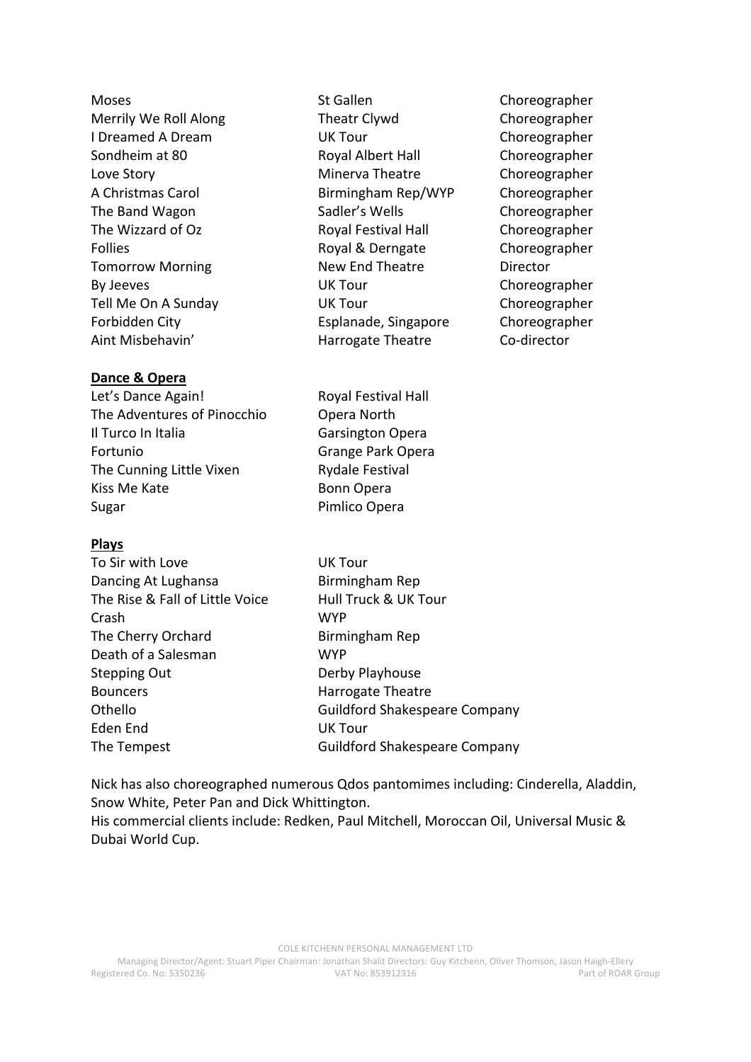| | | |
|---|---|---|
| Moses | St Gallen | Choreographer |
| Merrily We Roll Along | Theatr Clywd | Choreographer |
| I Dreamed A Dream | UK Tour | Choreographer |
| Sondheim at 80 | Royal Albert Hall | Choreographer |
| Love Story | Minerva Theatre | Choreographer |
| A Christmas Carol | Birmingham Rep/WYP | Choreographer |
| The Band Wagon | Sadler's Wells | Choreographer |
| The Wizzard of Oz | Royal Festival Hall | Choreographer |
| Follies | Royal & Derngate | Choreographer |
| Tomorrow Morning | New End Theatre | Director |
| By Jeeves | UK Tour | Choreographer |
| Tell Me On A Sunday | UK Tour | Choreographer |
| Forbidden City | Esplanade, Singapore | Choreographer |
| Aint Misbehavin' | Harrogate Theatre | Co-director |

**Dance & Opera**

| | |
|---|---|
| Let's Dance Again! | Royal Festival Hall |
| The Adventures of Pinocchio | Opera North |
| Il Turco In Italia | Garsington Opera |
| Fortunio | Grange Park Opera |
| The Cunning Little Vixen | Rydale Festival |
| Kiss Me Kate | Bonn Opera |
| Sugar | Pimlico Opera |

**Plays**

| | |
|---|---|
| To Sir with Love | UK Tour |
| Dancing At Lughansa | Birmingham Rep |
| The Rise & Fall of Little Voice | Hull Truck & UK Tour |
| Crash | WYP |
| The Cherry Orchard | Birmingham Rep |
| Death of a Salesman | WYP |
| Stepping Out | Derby Playhouse |
| Bouncers | Harrogate Theatre |
| Othello | Guildford Shakespeare Company |
| Eden End | UK Tour |
| The Tempest | Guildford Shakespeare Company |

Nick has also choreographed numerous Qdos pantomimes including: Cinderella, Aladdin, Snow White, Peter Pan and Dick Whittington.
His commercial clients include: Redken, Paul Mitchell, Moroccan Oil, Universal Music & Dubai World Cup.